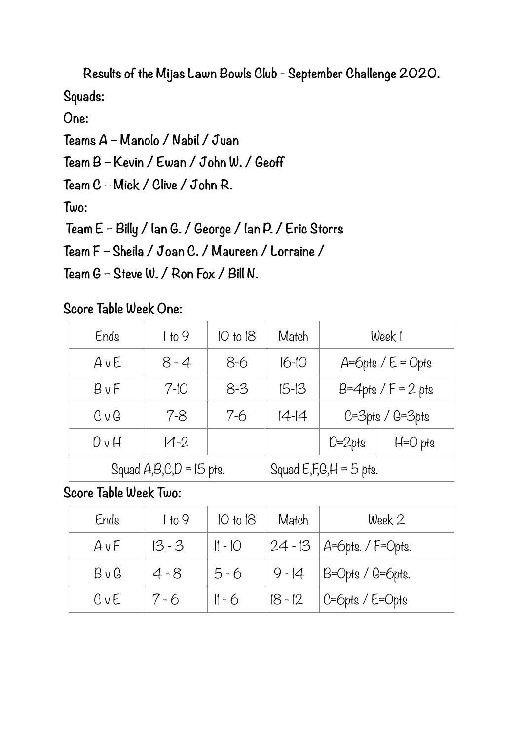# Results of the Mijas Lawn Bowls Club - September Challenge 2020.

**Squads:**

**One:**

**Teams A – Manolo / Nabil / Juan**

**Team B – Kevin / Ewan / John W. / Geoff**

**Team C – Mick / Clive / John R.**

**Two:**

**Team E – Billy / Ian G. / George / Ian P. / Eric Storrs**

**Team F – Sheila / Joan C. / Maureen / Lorraine /**

**Team G – Steve W. / Ron Fox / Bill N.**

**Score Table Week One:**

| Ends | 1 to 9 | 10 to 18 | Match | Week 1 | |
|---|---|---|---|---|---|
| A v E | 8 - 4 | 8-6 | 16-10 | A=6pts / E = 0pts | |
| B v F | 7-10 | 8-3 | 15-13 | B=4pts / F = 2 pts | |
| C v G | 7-8 | 7-6 | 14-14 | C=3pts / G=3pts | |
| D v H | 14-2 | | | D=2pts | H=0 pts |
| Squad A,B,C,D = 15 pts. | | | Squad E,F,G,H = 5 pts. | | |

**Score Table Week Two:**

| Ends | 1 to 9 | 10 to 18 | Match | Week 2 |
|---|---|---|---|---|
| A v F | 13 - 3 | 11 - 10 | 24 - 13 | A=6pts. / F=0pts. |
| B v G | 4 - 8 | 5 - 6 | 9 - 14 | B=0pts / G=6pts. |
| C v E | 7 - 6 | 11 - 6 | 18 - 12 | C=6pts / E=0pts |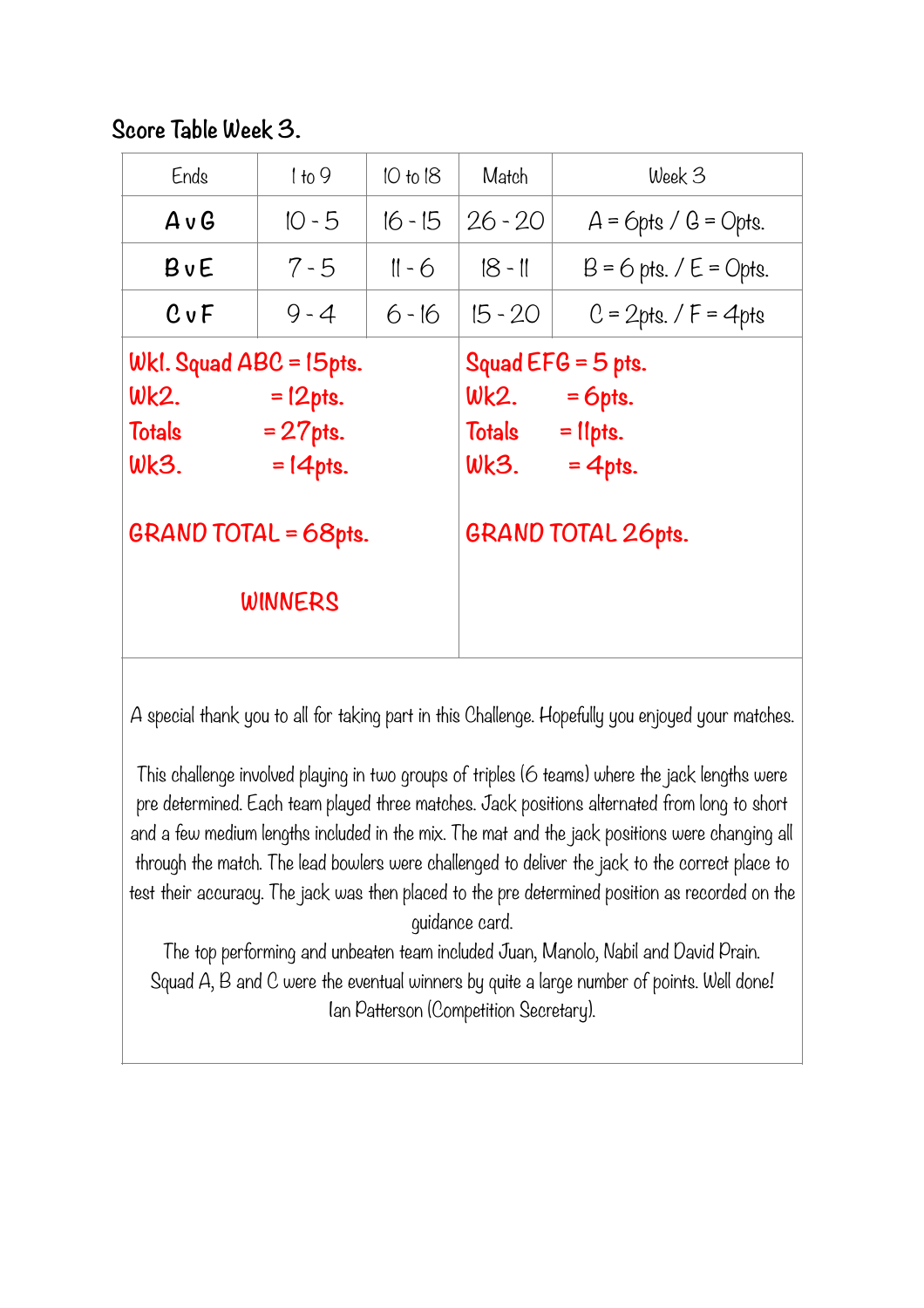## Score Table Week 3.

| Ends | 1 to 9 | 10 to 18 | Match | Week 3 |
|---|---|---|---|---|
| **A v G** | 10 - 5 | 16 - 15 | 26 - 20 | A = 6pts / G = 0pts. |
| **B v E** | 7 - 5 | 11 - 6 | 18 - 11 | B = 6 pts. / E = 0pts. |
| **C v F** | 9 - 4 | 6 - 16 | 15 - 20 | C = 2pts. / F = 4pts |

| | |
|---|---|
| Wk1. Squad ABC = 15pts.<br>Wk2. = 12pts.<br>Totals = 27pts.<br>Wk3. = 14pts.<br><br>GRAND TOTAL = 68pts.<br><br>WINNERS | Squad EFG = 5 pts.<br>Wk2. = 6pts.<br>Totals = 11pts.<br>Wk3. = 4pts.<br><br>GRAND TOTAL 26pts. |

A special thank you to all for taking part in this Challenge. Hopefully you enjoyed your matches.

This challenge involved playing in two groups of triples (6 teams) where the jack lengths were pre determined. Each team played three matches. Jack positions alternated from long to short and a few medium lengths included in the mix. The mat and the jack positions were changing all through the match. The lead bowlers were challenged to deliver the jack to the correct place to test their accuracy. The jack was then placed to the pre determined position as recorded on the guidance card.

The top performing and unbeaten team included Juan, Manolo, Nabil and David Prain. Squad A, B and C were the eventual winners by quite a large number of points. Well done!

Ian Patterson (Competition Secretary).